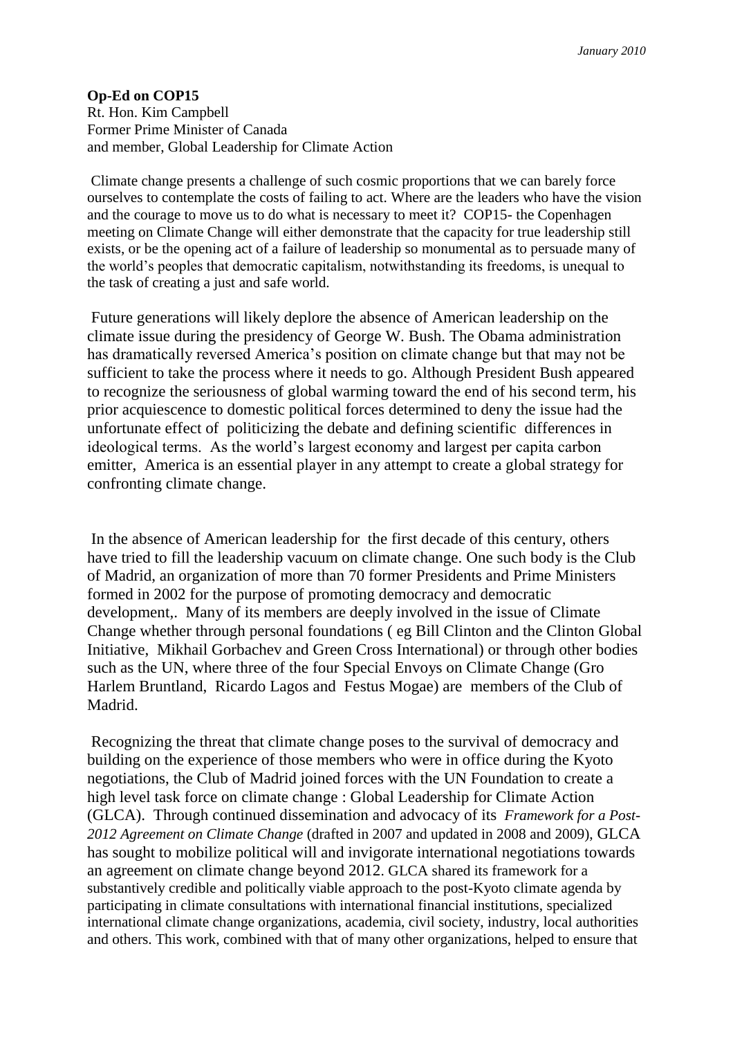*January 2010*

**Op-Ed on COP15**
Rt. Hon. Kim Campbell
Former Prime Minister of Canada
and member, Global Leadership for Climate Action

Climate change presents a challenge of such cosmic proportions that we can barely force ourselves to contemplate the costs of failing to act. Where are the leaders who have the vision and the courage to move us to do what is necessary to meet it? COP15- the Copenhagen meeting on Climate Change will either demonstrate that the capacity for true leadership still exists, or be the opening act of a failure of leadership so monumental as to persuade many of the world's peoples that democratic capitalism, notwithstanding its freedoms, is unequal to the task of creating a just and safe world.

Future generations will likely deplore the absence of American leadership on the climate issue during the presidency of George W. Bush. The Obama administration has dramatically reversed America's position on climate change but that may not be sufficient to take the process where it needs to go. Although President Bush appeared to recognize the seriousness of global warming toward the end of his second term, his prior acquiescence to domestic political forces determined to deny the issue had the unfortunate effect of politicizing the debate and defining scientific differences in ideological terms. As the world's largest economy and largest per capita carbon emitter, America is an essential player in any attempt to create a global strategy for confronting climate change.

In the absence of American leadership for the first decade of this century, others have tried to fill the leadership vacuum on climate change. One such body is the Club of Madrid, an organization of more than 70 former Presidents and Prime Ministers formed in 2002 for the purpose of promoting democracy and democratic development,. Many of its members are deeply involved in the issue of Climate Change whether through personal foundations ( eg Bill Clinton and the Clinton Global Initiative, Mikhail Gorbachev and Green Cross International) or through other bodies such as the UN, where three of the four Special Envoys on Climate Change (Gro Harlem Bruntland, Ricardo Lagos and Festus Mogae) are members of the Club of Madrid.

Recognizing the threat that climate change poses to the survival of democracy and building on the experience of those members who were in office during the Kyoto negotiations, the Club of Madrid joined forces with the UN Foundation to create a high level task force on climate change : Global Leadership for Climate Action (GLCA). Through continued dissemination and advocacy of its *Framework for a Post-2012 Agreement on Climate Change* (drafted in 2007 and updated in 2008 and 2009), GLCA has sought to mobilize political will and invigorate international negotiations towards an agreement on climate change beyond 2012. GLCA shared its framework for a substantively credible and politically viable approach to the post-Kyoto climate agenda by participating in climate consultations with international financial institutions, specialized international climate change organizations, academia, civil society, industry, local authorities and others. This work, combined with that of many other organizations, helped to ensure that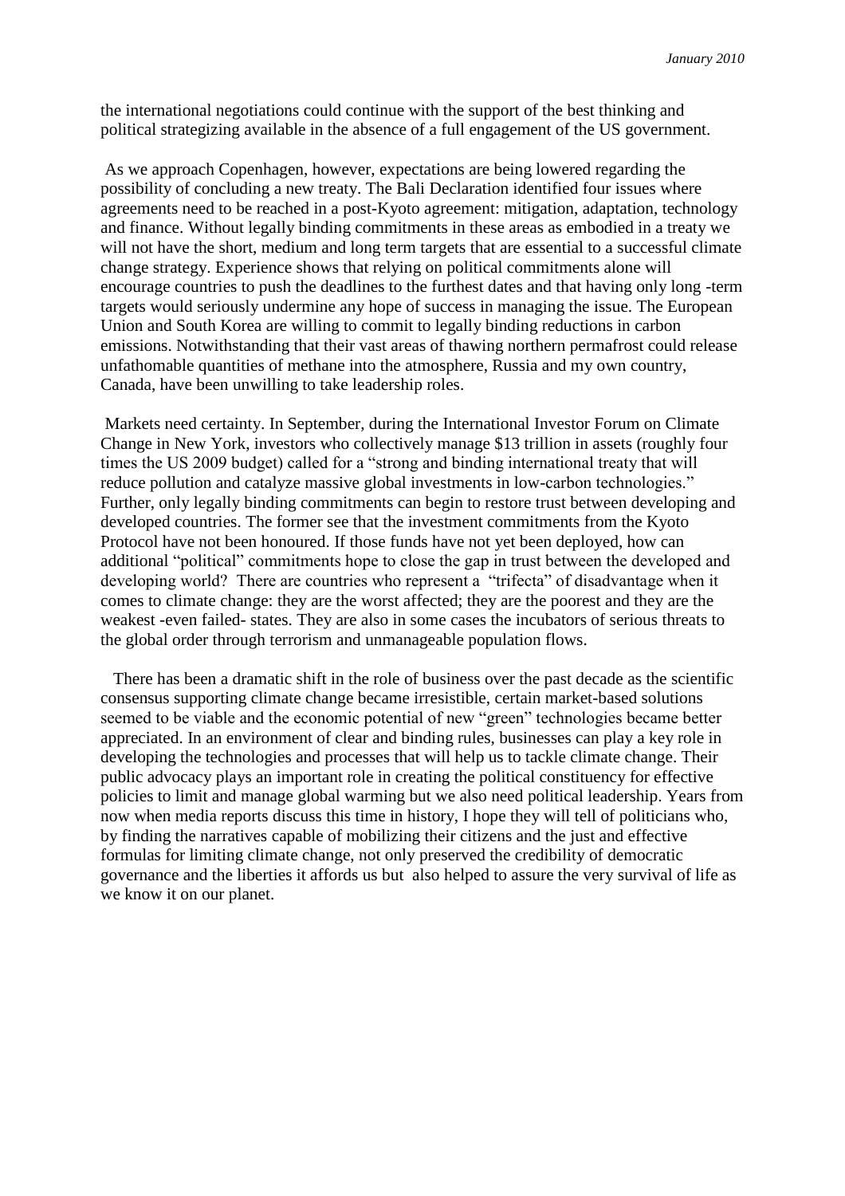the international negotiations could continue with the support of the best thinking and political strategizing available in the absence of a full engagement of the US government.

As we approach Copenhagen, however, expectations are being lowered regarding the possibility of concluding a new treaty. The Bali Declaration identified four issues where agreements need to be reached in a post-Kyoto agreement: mitigation, adaptation, technology and finance. Without legally binding commitments in these areas as embodied in a treaty we will not have the short, medium and long term targets that are essential to a successful climate change strategy. Experience shows that relying on political commitments alone will encourage countries to push the deadlines to the furthest dates and that having only long -term targets would seriously undermine any hope of success in managing the issue. The European Union and South Korea are willing to commit to legally binding reductions in carbon emissions. Notwithstanding that their vast areas of thawing northern permafrost could release unfathomable quantities of methane into the atmosphere, Russia and my own country, Canada, have been unwilling to take leadership roles.

Markets need certainty. In September, during the International Investor Forum on Climate Change in New York, investors who collectively manage $13 trillion in assets (roughly four times the US 2009 budget) called for a "strong and binding international treaty that will reduce pollution and catalyze massive global investments in low-carbon technologies." Further, only legally binding commitments can begin to restore trust between developing and developed countries. The former see that the investment commitments from the Kyoto Protocol have not been honoured. If those funds have not yet been deployed, how can additional "political" commitments hope to close the gap in trust between the developed and developing world? There are countries who represent a "trifecta" of disadvantage when it comes to climate change: they are the worst affected; they are the poorest and they are the weakest -even failed- states. They are also in some cases the incubators of serious threats to the global order through terrorism and unmanageable population flows.

There has been a dramatic shift in the role of business over the past decade as the scientific consensus supporting climate change became irresistible, certain market-based solutions seemed to be viable and the economic potential of new "green" technologies became better appreciated. In an environment of clear and binding rules, businesses can play a key role in developing the technologies and processes that will help us to tackle climate change. Their public advocacy plays an important role in creating the political constituency for effective policies to limit and manage global warming but we also need political leadership. Years from now when media reports discuss this time in history, I hope they will tell of politicians who, by finding the narratives capable of mobilizing their citizens and the just and effective formulas for limiting climate change, not only preserved the credibility of democratic governance and the liberties it affords us but also helped to assure the very survival of life as we know it on our planet.